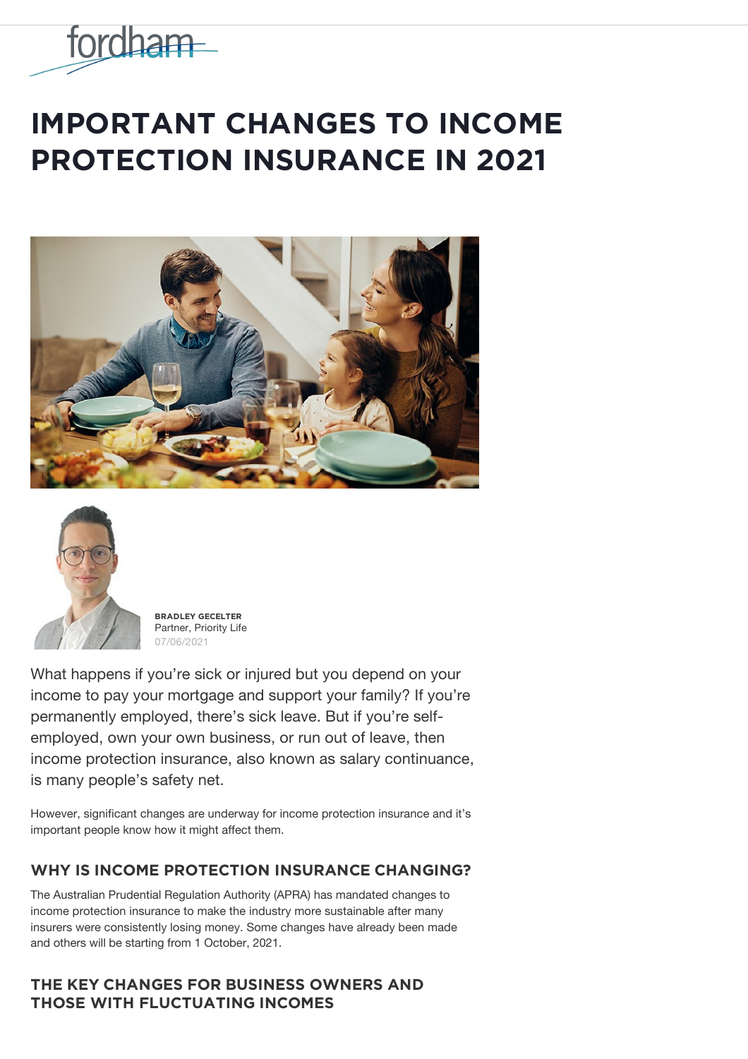fordham

# IMPORTANT CHANGES TO INCOME PROTECTION INSURANCE IN 2021

**BRADLEY GECELTER**
Partner, Priority Life
07/06/2021

What happens if you're sick or injured but you depend on your income to pay your mortgage and support your family? If you're permanently employed, there's sick leave. But if you're self-employed, own your own business, or run out of leave, then income protection insurance, also known as salary continuance, is many people's safety net.

However, significant changes are underway for income protection insurance and it's important people know how it might affect them.

## WHY IS INCOME PROTECTION INSURANCE CHANGING?

The Australian Prudential Regulation Authority (APRA) has mandated changes to income protection insurance to make the industry more sustainable after many insurers were consistently losing money. Some changes have already been made and others will be starting from 1 October, 2021.

## THE KEY CHANGES FOR BUSINESS OWNERS AND THOSE WITH FLUCTUATING INCOMES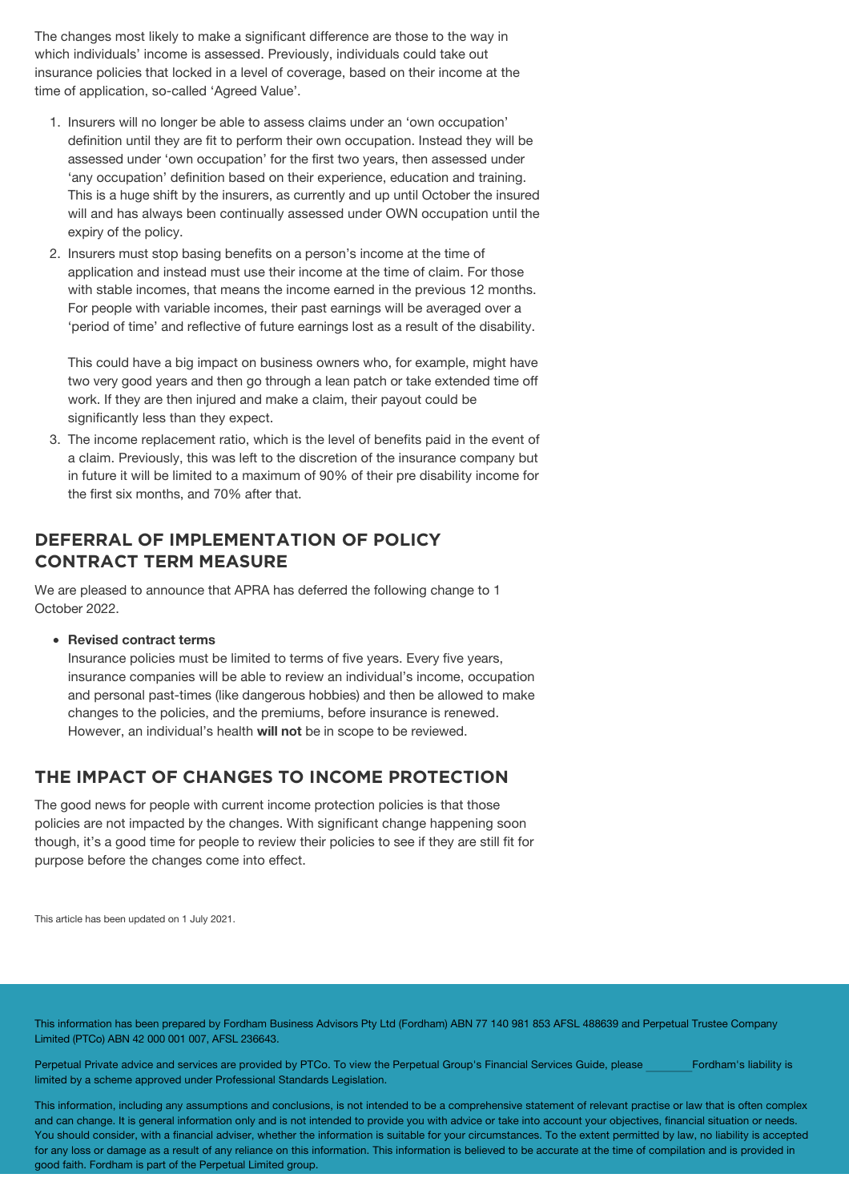The changes most likely to make a significant difference are those to the way in which individuals' income is assessed. Previously, individuals could take out insurance policies that locked in a level of coverage, based on their income at the time of application, so-called 'Agreed Value'.

1. Insurers will no longer be able to assess claims under an 'own occupation' definition until they are fit to perform their own occupation. Instead they will be assessed under 'own occupation' for the first two years, then assessed under 'any occupation' definition based on their experience, education and training. This is a huge shift by the insurers, as currently and up until October the insured will and has always been continually assessed under OWN occupation until the expiry of the policy.
2. Insurers must stop basing benefits on a person's income at the time of application and instead must use their income at the time of claim. For those with stable incomes, that means the income earned in the previous 12 months. For people with variable incomes, their past earnings will be averaged over a 'period of time' and reflective of future earnings lost as a result of the disability.

   This could have a big impact on business owners who, for example, might have two very good years and then go through a lean patch or take extended time off work. If they are then injured and make a claim, their payout could be significantly less than they expect.
3. The income replacement ratio, which is the level of benefits paid in the event of a claim. Previously, this was left to the discretion of the insurance company but in future it will be limited to a maximum of 90% of their pre disability income for the first six months, and 70% after that.

## DEFERRAL OF IMPLEMENTATION OF POLICY CONTRACT TERM MEASURE

We are pleased to announce that APRA has deferred the following change to 1 October 2022.

- **Revised contract terms**
  Insurance policies must be limited to terms of five years. Every five years, insurance companies will be able to review an individual's income, occupation and personal past-times (like dangerous hobbies) and then be allowed to make changes to the policies, and the premiums, before insurance is renewed. However, an individual's health **will not** be in scope to be reviewed.

## THE IMPACT OF CHANGES TO INCOME PROTECTION

The good news for people with current income protection policies is that those policies are not impacted by the changes. With significant change happening soon though, it's a good time for people to review their policies to see if they are still fit for purpose before the changes come into effect.

This article has been updated on 1 July 2021.

This information has been prepared by Fordham Business Advisors Pty Ltd (Fordham) ABN 77 140 981 853 AFSL 488639 and Perpetual Trustee Company Limited (PTCo) ABN 42 000 001 007, AFSL 236643.

Perpetual Private advice and services are provided by PTCo. To view the Perpetual Group's Financial Services Guide, please \_\_\_\_\_\_\_\_ Fordham's liability is limited by a scheme approved under Professional Standards Legislation.

This information, including any assumptions and conclusions, is not intended to be a comprehensive statement of relevant practise or law that is often complex and can change. It is general information only and is not intended to provide you with advice or take into account your objectives, financial situation or needs. You should consider, with a financial adviser, whether the information is suitable for your circumstances. To the extent permitted by law, no liability is accepted for any loss or damage as a result of any reliance on this information. This information is believed to be accurate at the time of compilation and is provided in good faith. Fordham is part of the Perpetual Limited group.